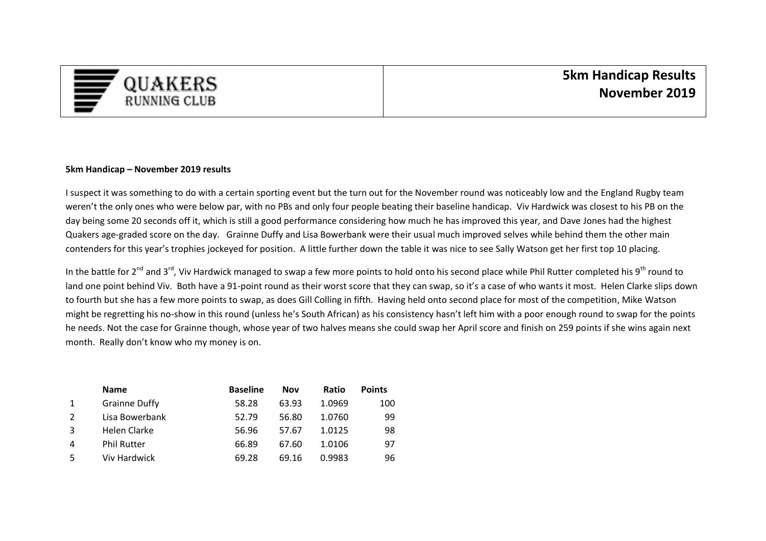QUAKERS RUNNING CLUB

# 5km Handicap Results November 2019

**5km Handicap – November 2019 results**

I suspect it was something to do with a certain sporting event but the turn out for the November round was noticeably low and the England Rugby team weren't the only ones who were below par, with no PBs and only four people beating their baseline handicap. Viv Hardwick was closest to his PB on the day being some 20 seconds off it, which is still a good performance considering how much he has improved this year, and Dave Jones had the highest Quakers age-graded score on the day. Grainne Duffy and Lisa Bowerbank were their usual much improved selves while behind them the other main contenders for this year's trophies jockeyed for position. A little further down the table it was nice to see Sally Watson get her first top 10 placing.

In the battle for 2nd and 3rd, Viv Hardwick managed to swap a few more points to hold onto his second place while Phil Rutter completed his 9th round to land one point behind Viv. Both have a 91-point round as their worst score that they can swap, so it's a case of who wants it most. Helen Clarke slips down to fourth but she has a few more points to swap, as does Gill Colling in fifth. Having held onto second place for most of the competition, Mike Watson might be regretting his no-show in this round (unless he's South African) as his consistency hasn't left him with a poor enough round to swap for the points he needs. Not the case for Grainne though, whose year of two halves means she could swap her April score and finish on 259 points if she wins again next month. Really don't know who my money is on.

| | Name | Baseline | Nov | Ratio | Points |
|---|---|---|---|---|---|
| 1 | Grainne Duffy | 58.28 | 63.93 | 1.0969 | 100 |
| 2 | Lisa Bowerbank | 52.79 | 56.80 | 1.0760 | 99 |
| 3 | Helen Clarke | 56.96 | 57.67 | 1.0125 | 98 |
| 4 | Phil Rutter | 66.89 | 67.60 | 1.0106 | 97 |
| 5 | Viv Hardwick | 69.28 | 69.16 | 0.9983 | 96 |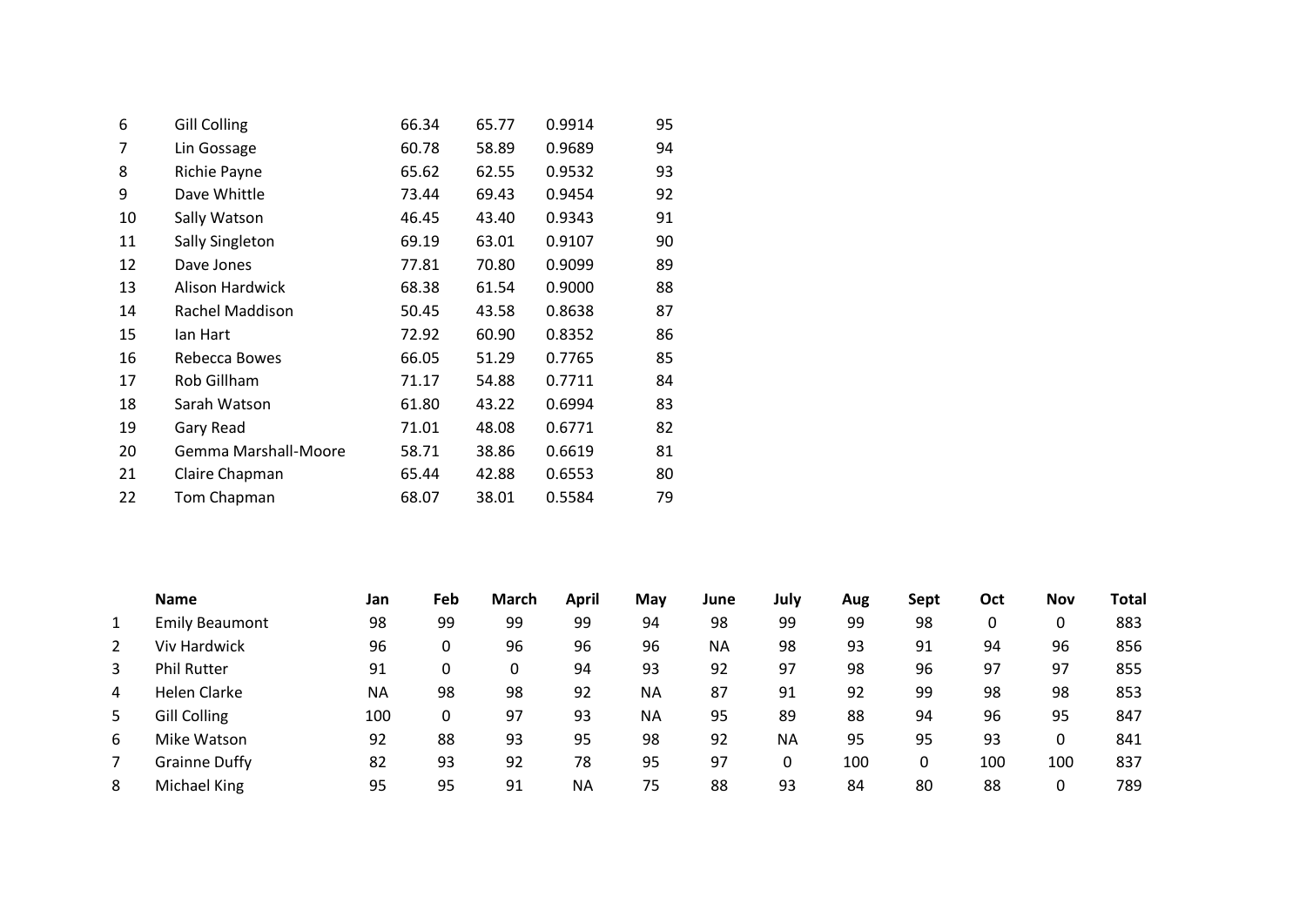| | | | | | |
|---|---|---|---|---|---|
| 6 | Gill Colling | 66.34 | 65.77 | 0.9914 | 95 |
| 7 | Lin Gossage | 60.78 | 58.89 | 0.9689 | 94 |
| 8 | Richie Payne | 65.62 | 62.55 | 0.9532 | 93 |
| 9 | Dave Whittle | 73.44 | 69.43 | 0.9454 | 92 |
| 10 | Sally Watson | 46.45 | 43.40 | 0.9343 | 91 |
| 11 | Sally Singleton | 69.19 | 63.01 | 0.9107 | 90 |
| 12 | Dave Jones | 77.81 | 70.80 | 0.9099 | 89 |
| 13 | Alison Hardwick | 68.38 | 61.54 | 0.9000 | 88 |
| 14 | Rachel Maddison | 50.45 | 43.58 | 0.8638 | 87 |
| 15 | Ian Hart | 72.92 | 60.90 | 0.8352 | 86 |
| 16 | Rebecca Bowes | 66.05 | 51.29 | 0.7765 | 85 |
| 17 | Rob Gillham | 71.17 | 54.88 | 0.7711 | 84 |
| 18 | Sarah Watson | 61.80 | 43.22 | 0.6994 | 83 |
| 19 | Gary Read | 71.01 | 48.08 | 0.6771 | 82 |
| 20 | Gemma Marshall-Moore | 58.71 | 38.86 | 0.6619 | 81 |
| 21 | Claire Chapman | 65.44 | 42.88 | 0.6553 | 80 |
| 22 | Tom Chapman | 68.07 | 38.01 | 0.5584 | 79 |

| | Name | Jan | Feb | March | April | May | June | July | Aug | Sept | Oct | Nov | Total |
|---|---|---|---|---|---|---|---|---|---|---|---|---|---|
| 1 | Emily Beaumont | 98 | 99 | 99 | 99 | 94 | 98 | 99 | 99 | 98 | 0 | 0 | 883 |
| 2 | Viv Hardwick | 96 | 0 | 96 | 96 | 96 | NA | 98 | 93 | 91 | 94 | 96 | 856 |
| 3 | Phil Rutter | 91 | 0 | 0 | 94 | 93 | 92 | 97 | 98 | 96 | 97 | 97 | 855 |
| 4 | Helen Clarke | NA | 98 | 98 | 92 | NA | 87 | 91 | 92 | 99 | 98 | 98 | 853 |
| 5 | Gill Colling | 100 | 0 | 97 | 93 | NA | 95 | 89 | 88 | 94 | 96 | 95 | 847 |
| 6 | Mike Watson | 92 | 88 | 93 | 95 | 98 | 92 | NA | 95 | 95 | 93 | 0 | 841 |
| 7 | Grainne Duffy | 82 | 93 | 92 | 78 | 95 | 97 | 0 | 100 | 0 | 100 | 100 | 837 |
| 8 | Michael King | 95 | 95 | 91 | NA | 75 | 88 | 93 | 84 | 80 | 88 | 0 | 789 |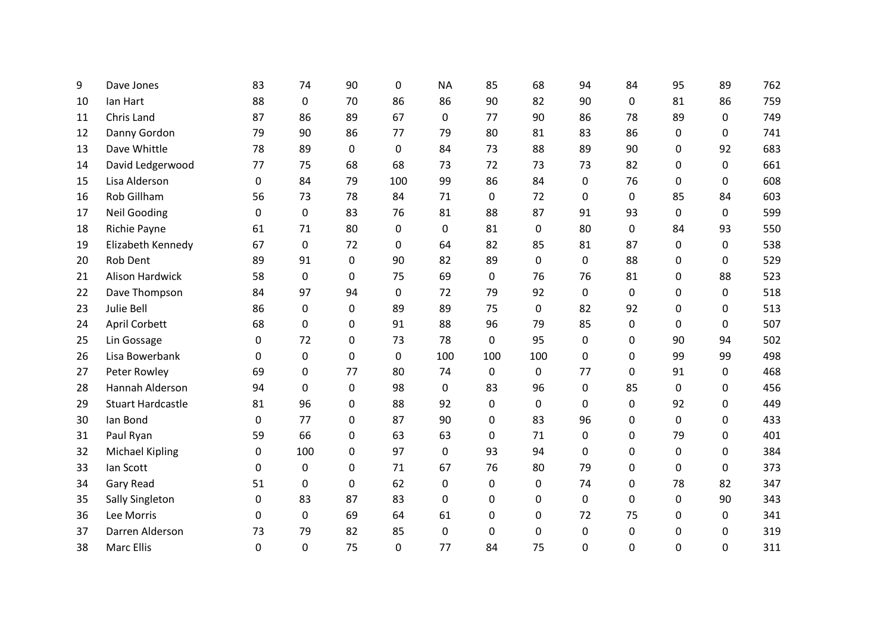| | | | | | | | | | | | | | |
|---|---|---|---|---|---|---|---|---|---|---|---|---|---|
| 9 | Dave Jones | 83 | 74 | 90 | 0 | NA | 85 | 68 | 94 | 84 | 95 | 89 | 762 |
| 10 | Ian Hart | 88 | 0 | 70 | 86 | 86 | 90 | 82 | 90 | 0 | 81 | 86 | 759 |
| 11 | Chris Land | 87 | 86 | 89 | 67 | 0 | 77 | 90 | 86 | 78 | 89 | 0 | 749 |
| 12 | Danny Gordon | 79 | 90 | 86 | 77 | 79 | 80 | 81 | 83 | 86 | 0 | 0 | 741 |
| 13 | Dave Whittle | 78 | 89 | 0 | 0 | 84 | 73 | 88 | 89 | 90 | 0 | 92 | 683 |
| 14 | David Ledgerwood | 77 | 75 | 68 | 68 | 73 | 72 | 73 | 73 | 82 | 0 | 0 | 661 |
| 15 | Lisa Alderson | 0 | 84 | 79 | 100 | 99 | 86 | 84 | 0 | 76 | 0 | 0 | 608 |
| 16 | Rob Gillham | 56 | 73 | 78 | 84 | 71 | 0 | 72 | 0 | 0 | 85 | 84 | 603 |
| 17 | Neil Gooding | 0 | 0 | 83 | 76 | 81 | 88 | 87 | 91 | 93 | 0 | 0 | 599 |
| 18 | Richie Payne | 61 | 71 | 80 | 0 | 0 | 81 | 0 | 80 | 0 | 84 | 93 | 550 |
| 19 | Elizabeth Kennedy | 67 | 0 | 72 | 0 | 64 | 82 | 85 | 81 | 87 | 0 | 0 | 538 |
| 20 | Rob Dent | 89 | 91 | 0 | 90 | 82 | 89 | 0 | 0 | 88 | 0 | 0 | 529 |
| 21 | Alison Hardwick | 58 | 0 | 0 | 75 | 69 | 0 | 76 | 76 | 81 | 0 | 88 | 523 |
| 22 | Dave Thompson | 84 | 97 | 94 | 0 | 72 | 79 | 92 | 0 | 0 | 0 | 0 | 518 |
| 23 | Julie Bell | 86 | 0 | 0 | 89 | 89 | 75 | 0 | 82 | 92 | 0 | 0 | 513 |
| 24 | April Corbett | 68 | 0 | 0 | 91 | 88 | 96 | 79 | 85 | 0 | 0 | 0 | 507 |
| 25 | Lin Gossage | 0 | 72 | 0 | 73 | 78 | 0 | 95 | 0 | 0 | 90 | 94 | 502 |
| 26 | Lisa Bowerbank | 0 | 0 | 0 | 0 | 100 | 100 | 100 | 0 | 0 | 99 | 99 | 498 |
| 27 | Peter Rowley | 69 | 0 | 77 | 80 | 74 | 0 | 0 | 77 | 0 | 91 | 0 | 468 |
| 28 | Hannah Alderson | 94 | 0 | 0 | 98 | 0 | 83 | 96 | 0 | 85 | 0 | 0 | 456 |
| 29 | Stuart Hardcastle | 81 | 96 | 0 | 88 | 92 | 0 | 0 | 0 | 0 | 92 | 0 | 449 |
| 30 | Ian Bond | 0 | 77 | 0 | 87 | 90 | 0 | 83 | 96 | 0 | 0 | 0 | 433 |
| 31 | Paul Ryan | 59 | 66 | 0 | 63 | 63 | 0 | 71 | 0 | 0 | 79 | 0 | 401 |
| 32 | Michael Kipling | 0 | 100 | 0 | 97 | 0 | 93 | 94 | 0 | 0 | 0 | 0 | 384 |
| 33 | Ian Scott | 0 | 0 | 0 | 71 | 67 | 76 | 80 | 79 | 0 | 0 | 0 | 373 |
| 34 | Gary Read | 51 | 0 | 0 | 62 | 0 | 0 | 0 | 74 | 0 | 78 | 82 | 347 |
| 35 | Sally Singleton | 0 | 83 | 87 | 83 | 0 | 0 | 0 | 0 | 0 | 0 | 90 | 343 |
| 36 | Lee Morris | 0 | 0 | 69 | 64 | 61 | 0 | 0 | 72 | 75 | 0 | 0 | 341 |
| 37 | Darren Alderson | 73 | 79 | 82 | 85 | 0 | 0 | 0 | 0 | 0 | 0 | 0 | 319 |
| 38 | Marc Ellis | 0 | 0 | 75 | 0 | 77 | 84 | 75 | 0 | 0 | 0 | 0 | 311 |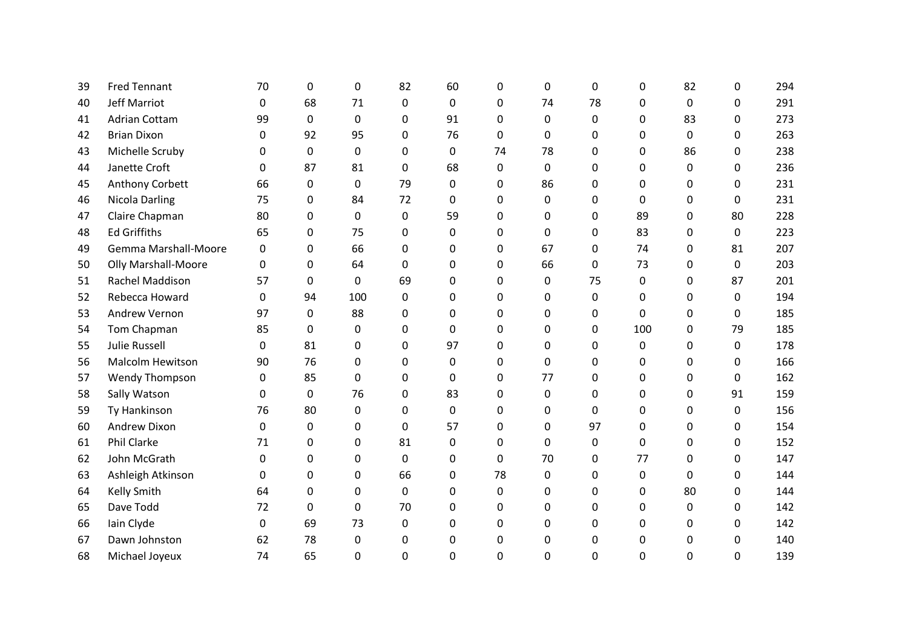| | | | | | | | | | | | | | |
|---|---|---|---|---|---|---|---|---|---|---|---|---|---|
| 39 | Fred Tennant | 70 | 0 | 0 | 82 | 60 | 0 | 0 | 0 | 0 | 82 | 0 | 294 |
| 40 | Jeff Marriot | 0 | 68 | 71 | 0 | 0 | 0 | 74 | 78 | 0 | 0 | 0 | 291 |
| 41 | Adrian Cottam | 99 | 0 | 0 | 0 | 91 | 0 | 0 | 0 | 0 | 83 | 0 | 273 |
| 42 | Brian Dixon | 0 | 92 | 95 | 0 | 76 | 0 | 0 | 0 | 0 | 0 | 0 | 263 |
| 43 | Michelle Scruby | 0 | 0 | 0 | 0 | 0 | 74 | 78 | 0 | 0 | 86 | 0 | 238 |
| 44 | Janette Croft | 0 | 87 | 81 | 0 | 68 | 0 | 0 | 0 | 0 | 0 | 0 | 236 |
| 45 | Anthony Corbett | 66 | 0 | 0 | 79 | 0 | 0 | 86 | 0 | 0 | 0 | 0 | 231 |
| 46 | Nicola Darling | 75 | 0 | 84 | 72 | 0 | 0 | 0 | 0 | 0 | 0 | 0 | 231 |
| 47 | Claire Chapman | 80 | 0 | 0 | 0 | 59 | 0 | 0 | 0 | 89 | 0 | 80 | 228 |
| 48 | Ed Griffiths | 65 | 0 | 75 | 0 | 0 | 0 | 0 | 0 | 83 | 0 | 0 | 223 |
| 49 | Gemma Marshall-Moore | 0 | 0 | 66 | 0 | 0 | 0 | 67 | 0 | 74 | 0 | 81 | 207 |
| 50 | Olly Marshall-Moore | 0 | 0 | 64 | 0 | 0 | 0 | 66 | 0 | 73 | 0 | 0 | 203 |
| 51 | Rachel Maddison | 57 | 0 | 0 | 69 | 0 | 0 | 0 | 75 | 0 | 0 | 87 | 201 |
| 52 | Rebecca Howard | 0 | 94 | 100 | 0 | 0 | 0 | 0 | 0 | 0 | 0 | 0 | 194 |
| 53 | Andrew Vernon | 97 | 0 | 88 | 0 | 0 | 0 | 0 | 0 | 0 | 0 | 0 | 185 |
| 54 | Tom Chapman | 85 | 0 | 0 | 0 | 0 | 0 | 0 | 0 | 100 | 0 | 79 | 185 |
| 55 | Julie Russell | 0 | 81 | 0 | 0 | 97 | 0 | 0 | 0 | 0 | 0 | 0 | 178 |
| 56 | Malcolm Hewitson | 90 | 76 | 0 | 0 | 0 | 0 | 0 | 0 | 0 | 0 | 0 | 166 |
| 57 | Wendy Thompson | 0 | 85 | 0 | 0 | 0 | 0 | 77 | 0 | 0 | 0 | 0 | 162 |
| 58 | Sally Watson | 0 | 0 | 76 | 0 | 83 | 0 | 0 | 0 | 0 | 0 | 91 | 159 |
| 59 | Ty Hankinson | 76 | 80 | 0 | 0 | 0 | 0 | 0 | 0 | 0 | 0 | 0 | 156 |
| 60 | Andrew Dixon | 0 | 0 | 0 | 0 | 57 | 0 | 0 | 97 | 0 | 0 | 0 | 154 |
| 61 | Phil Clarke | 71 | 0 | 0 | 81 | 0 | 0 | 0 | 0 | 0 | 0 | 0 | 152 |
| 62 | John McGrath | 0 | 0 | 0 | 0 | 0 | 0 | 70 | 0 | 77 | 0 | 0 | 147 |
| 63 | Ashleigh Atkinson | 0 | 0 | 0 | 66 | 0 | 78 | 0 | 0 | 0 | 0 | 0 | 144 |
| 64 | Kelly Smith | 64 | 0 | 0 | 0 | 0 | 0 | 0 | 0 | 0 | 80 | 0 | 144 |
| 65 | Dave Todd | 72 | 0 | 0 | 70 | 0 | 0 | 0 | 0 | 0 | 0 | 0 | 142 |
| 66 | Iain Clyde | 0 | 69 | 73 | 0 | 0 | 0 | 0 | 0 | 0 | 0 | 0 | 142 |
| 67 | Dawn Johnston | 62 | 78 | 0 | 0 | 0 | 0 | 0 | 0 | 0 | 0 | 0 | 140 |
| 68 | Michael Joyeux | 74 | 65 | 0 | 0 | 0 | 0 | 0 | 0 | 0 | 0 | 0 | 139 |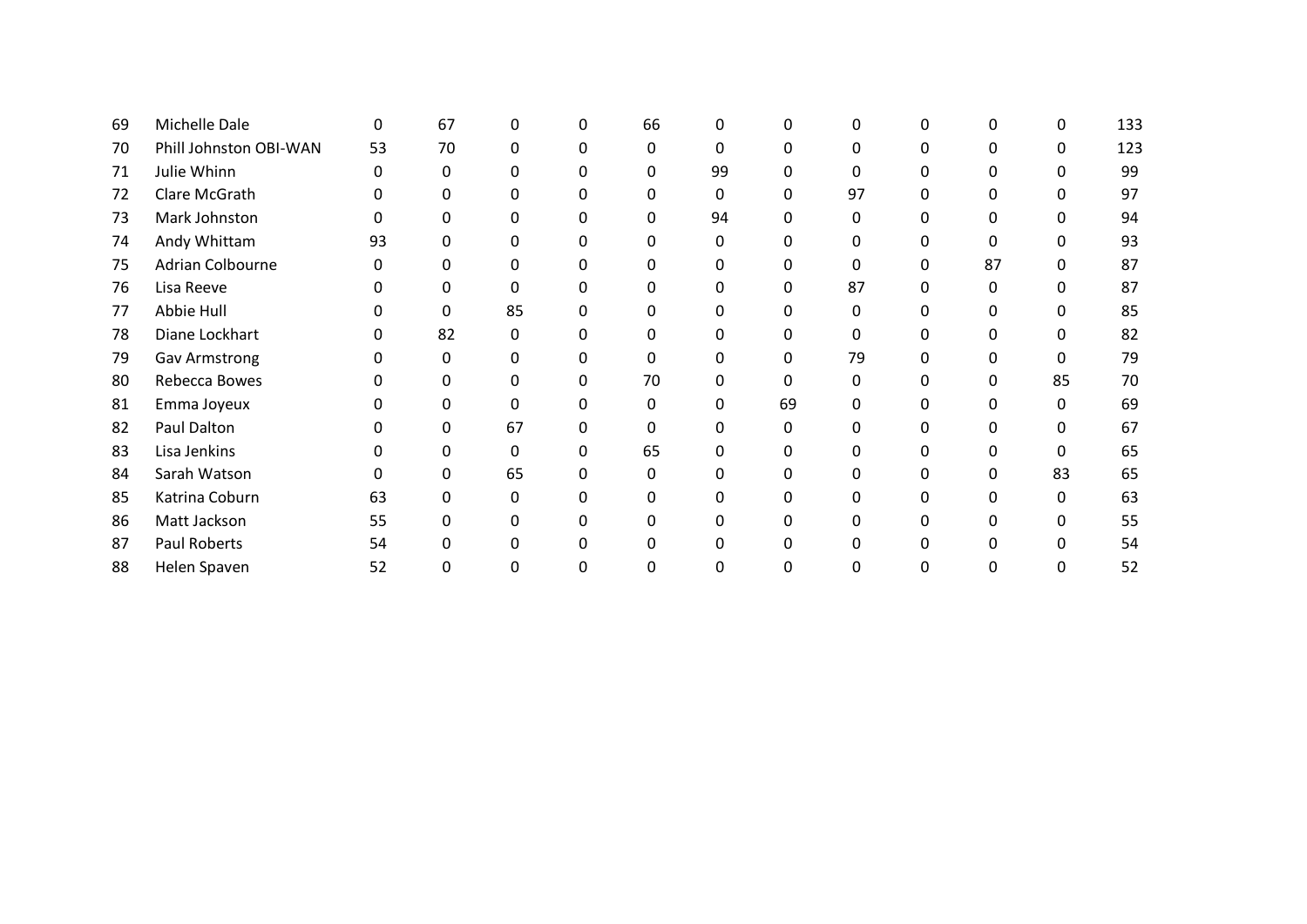| | | | | | | | | | | | | | |
|---|---|---|---|---|---|---|---|---|---|---|---|---|---|
| 69 | Michelle Dale | 0 | 67 | 0 | 0 | 66 | 0 | 0 | 0 | 0 | 0 | 0 | 133 |
| 70 | Phill Johnston OBI-WAN | 53 | 70 | 0 | 0 | 0 | 0 | 0 | 0 | 0 | 0 | 0 | 123 |
| 71 | Julie Whinn | 0 | 0 | 0 | 0 | 0 | 99 | 0 | 0 | 0 | 0 | 0 | 99 |
| 72 | Clare McGrath | 0 | 0 | 0 | 0 | 0 | 0 | 0 | 97 | 0 | 0 | 0 | 97 |
| 73 | Mark Johnston | 0 | 0 | 0 | 0 | 0 | 94 | 0 | 0 | 0 | 0 | 0 | 94 |
| 74 | Andy Whittam | 93 | 0 | 0 | 0 | 0 | 0 | 0 | 0 | 0 | 0 | 0 | 93 |
| 75 | Adrian Colbourne | 0 | 0 | 0 | 0 | 0 | 0 | 0 | 0 | 0 | 87 | 0 | 87 |
| 76 | Lisa Reeve | 0 | 0 | 0 | 0 | 0 | 0 | 0 | 87 | 0 | 0 | 0 | 87 |
| 77 | Abbie Hull | 0 | 0 | 85 | 0 | 0 | 0 | 0 | 0 | 0 | 0 | 0 | 85 |
| 78 | Diane Lockhart | 0 | 82 | 0 | 0 | 0 | 0 | 0 | 0 | 0 | 0 | 0 | 82 |
| 79 | Gav Armstrong | 0 | 0 | 0 | 0 | 0 | 0 | 0 | 79 | 0 | 0 | 0 | 79 |
| 80 | Rebecca Bowes | 0 | 0 | 0 | 0 | 70 | 0 | 0 | 0 | 0 | 0 | 85 | 70 |
| 81 | Emma Joyeux | 0 | 0 | 0 | 0 | 0 | 0 | 69 | 0 | 0 | 0 | 0 | 69 |
| 82 | Paul Dalton | 0 | 0 | 67 | 0 | 0 | 0 | 0 | 0 | 0 | 0 | 0 | 67 |
| 83 | Lisa Jenkins | 0 | 0 | 0 | 0 | 65 | 0 | 0 | 0 | 0 | 0 | 0 | 65 |
| 84 | Sarah Watson | 0 | 0 | 65 | 0 | 0 | 0 | 0 | 0 | 0 | 0 | 83 | 65 |
| 85 | Katrina Coburn | 63 | 0 | 0 | 0 | 0 | 0 | 0 | 0 | 0 | 0 | 0 | 63 |
| 86 | Matt Jackson | 55 | 0 | 0 | 0 | 0 | 0 | 0 | 0 | 0 | 0 | 0 | 55 |
| 87 | Paul Roberts | 54 | 0 | 0 | 0 | 0 | 0 | 0 | 0 | 0 | 0 | 0 | 54 |
| 88 | Helen Spaven | 52 | 0 | 0 | 0 | 0 | 0 | 0 | 0 | 0 | 0 | 0 | 52 |